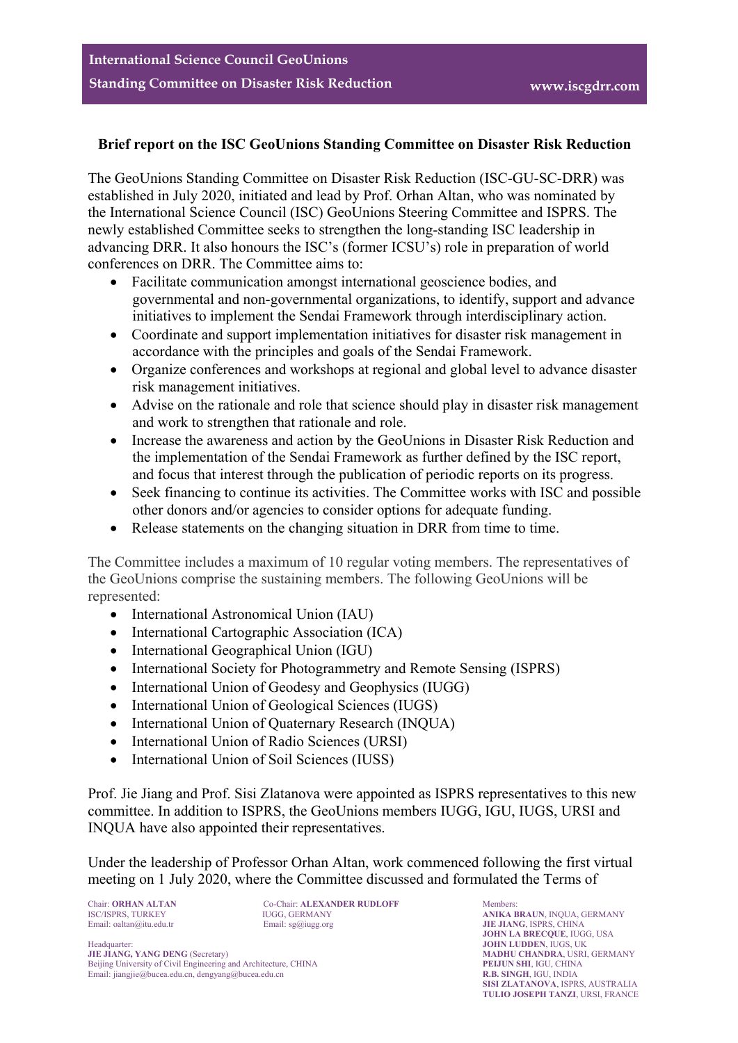**International Science Council GeoUnions**
**Standing Committee on Disaster Risk Reduction** www.iscgdrr.com

## Brief report on the ISC GeoUnions Standing Committee on Disaster Risk Reduction

The GeoUnions Standing Committee on Disaster Risk Reduction (ISC-GU-SC-DRR) was established in July 2020, initiated and lead by Prof. Orhan Altan, who was nominated by the International Science Council (ISC) GeoUnions Steering Committee and ISPRS. The newly established Committee seeks to strengthen the long-standing ISC leadership in advancing DRR. It also honours the ISC's (former ICSU's) role in preparation of world conferences on DRR. The Committee aims to:

- Facilitate communication amongst international geoscience bodies, and governmental and non-governmental organizations, to identify, support and advance initiatives to implement the Sendai Framework through interdisciplinary action.
- Coordinate and support implementation initiatives for disaster risk management in accordance with the principles and goals of the Sendai Framework.
- Organize conferences and workshops at regional and global level to advance disaster risk management initiatives.
- Advise on the rationale and role that science should play in disaster risk management and work to strengthen that rationale and role.
- Increase the awareness and action by the GeoUnions in Disaster Risk Reduction and the implementation of the Sendai Framework as further defined by the ISC report, and focus that interest through the publication of periodic reports on its progress.
- Seek financing to continue its activities. The Committee works with ISC and possible other donors and/or agencies to consider options for adequate funding.
- Release statements on the changing situation in DRR from time to time.

The Committee includes a maximum of 10 regular voting members. The representatives of the GeoUnions comprise the sustaining members. The following GeoUnions will be represented:

- International Astronomical Union (IAU)
- International Cartographic Association (ICA)
- International Geographical Union (IGU)
- International Society for Photogrammetry and Remote Sensing (ISPRS)
- International Union of Geodesy and Geophysics (IUGG)
- International Union of Geological Sciences (IUGS)
- International Union of Quaternary Research (INQUA)
- International Union of Radio Sciences (URSI)
- International Union of Soil Sciences (IUSS)

Prof. Jie Jiang and Prof. Sisi Zlatanova were appointed as ISPRS representatives to this new committee. In addition to ISPRS, the GeoUnions members IUGG, IGU, IUGS, URSI and INQUA have also appointed their representatives.

Under the leadership of Professor Orhan Altan, work commenced following the first virtual meeting on 1 July 2020, where the Committee discussed and formulated the Terms of

Chair: **ORHAN ALTAN**
ISC/ISPRS, TURKEY
Email: oaltan@itu.edu.tr

Co-Chair: **ALEXANDER RUDLOFF**
IUGG, GERMANY
Email: sg@iugg.org

Headquarter:
**JIE JIANG, YANG DENG** (Secretary)
Beijing University of Civil Engineering and Architecture, CHINA
Email: jiangjie@bucea.edu.cn, dengyang@bucea.edu.cn

Members:
**ANIKA BRAUN**, INQUA, GERMANY
**JIE JIANG**, ISPRS, CHINA
**JOHN LA BRECQUE**, IUGG, USA
**JOHN LUDDEN**, IUGS, UK
**MADHU CHANDRA**, USRI, GERMANY
**PEIJUN SHI**, IGU, CHINA
**R.B. SINGH**, IGU, INDIA
**SISI ZLATANOVA**, ISPRS, AUSTRALIA
**TULIO JOSEPH TANZI**, URSI, FRANCE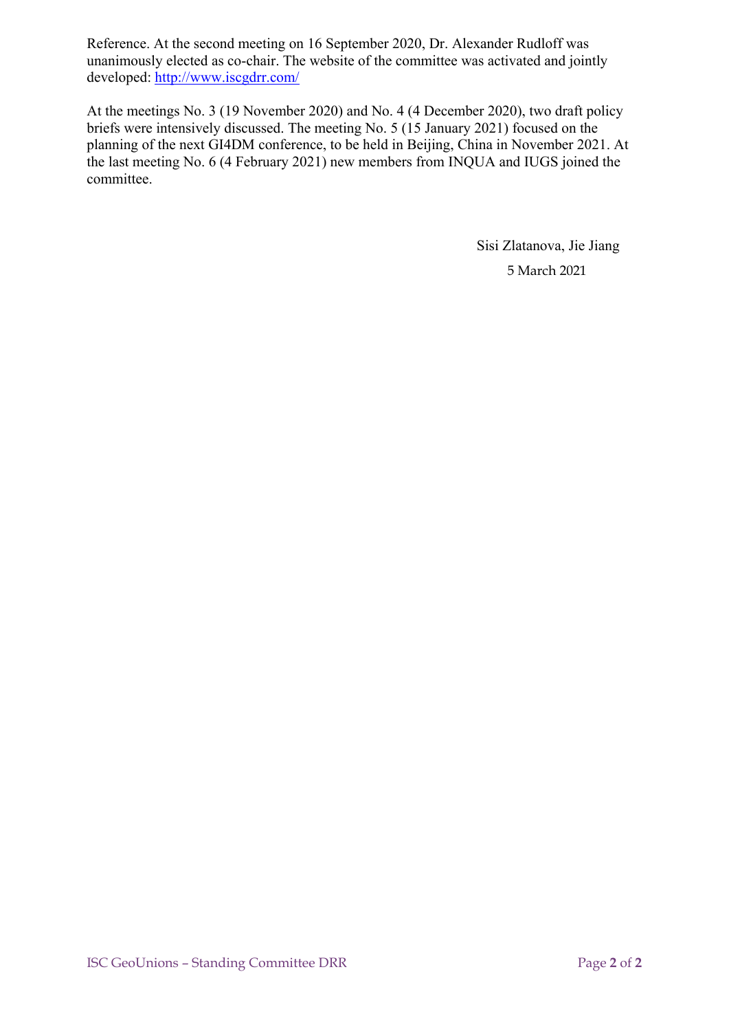Reference. At the second meeting on 16 September 2020, Dr. Alexander Rudloff was unanimously elected as co-chair. The website of the committee was activated and jointly developed: [http://www.iscgdrr.com/](http://www.iscgdrr.com/)

At the meetings No. 3 (19 November 2020) and No. 4 (4 December 2020), two draft policy briefs were intensively discussed. The meeting No. 5 (15 January 2021) focused on the planning of the next GI4DM conference, to be held in Beijing, China in November 2021. At the last meeting No. 6 (4 February 2021) new members from INQUA and IUGS joined the committee.

Sisi Zlatanova, Jie Jiang

5 March 2021